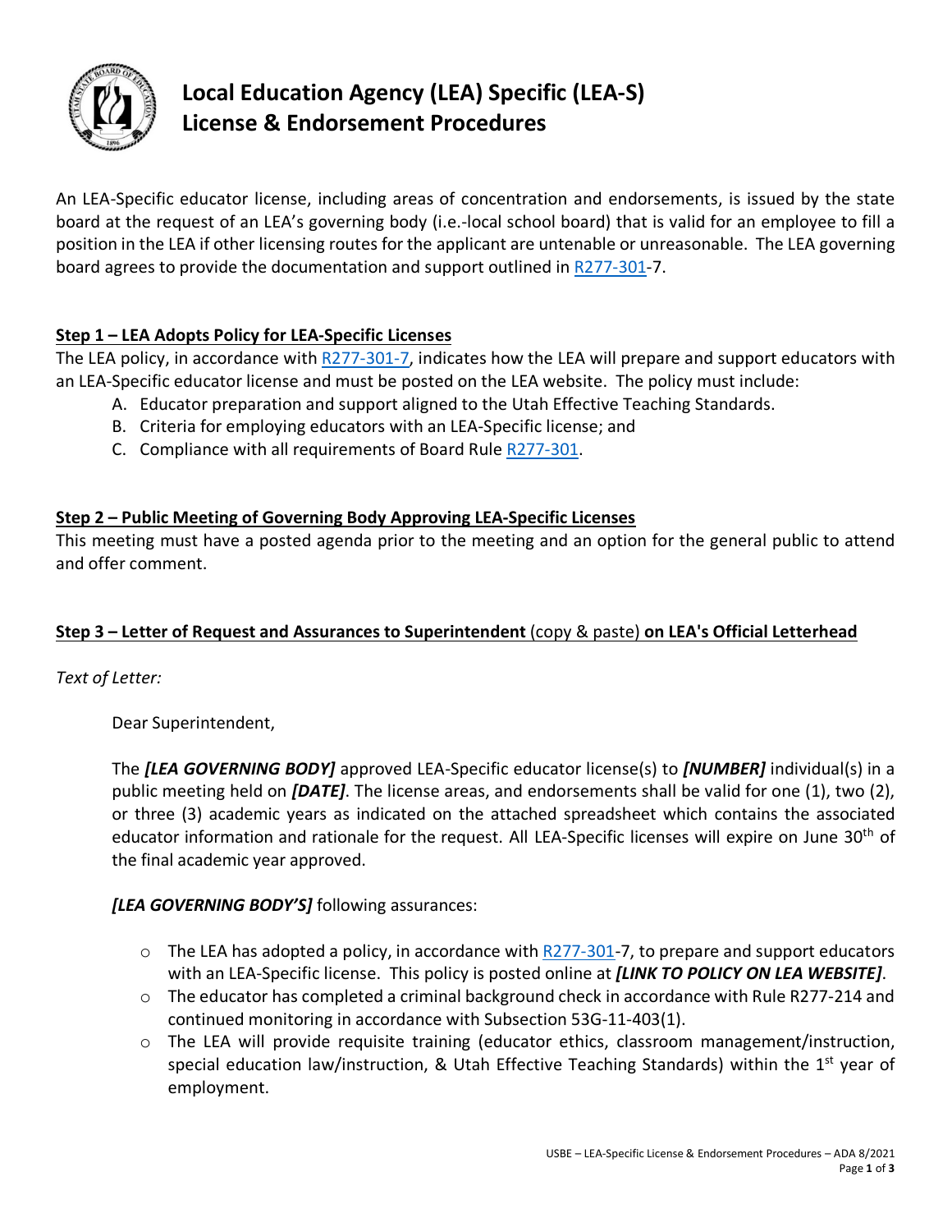# Local Education Agency (LEA) Specific (LEA-S) License & Endorsement Procedures

An LEA-Specific educator license, including areas of concentration and endorsements, is issued by the state board at the request of an LEA's governing body (i.e.-local school board) that is valid for an employee to fill a position in the LEA if other licensing routes for the applicant are untenable or unreasonable. The LEA governing board agrees to provide the documentation and support outlined in R277-301-7.

## Step 1 – LEA Adopts Policy for LEA-Specific Licenses

The LEA policy, in accordance with R277-301-7, indicates how the LEA will prepare and support educators with an LEA-Specific educator license and must be posted on the LEA website. The policy must include:

A. Educator preparation and support aligned to the Utah Effective Teaching Standards.
B. Criteria for employing educators with an LEA-Specific license; and
C. Compliance with all requirements of Board Rule R277-301.

## Step 2 – Public Meeting of Governing Body Approving LEA-Specific Licenses

This meeting must have a posted agenda prior to the meeting and an option for the general public to attend and offer comment.

## Step 3 – Letter of Request and Assurances to Superintendent (copy & paste) on LEA's Official Letterhead

*Text of Letter:*

Dear Superintendent,

The ***[LEA GOVERNING BODY]*** approved LEA-Specific educator license(s) to ***[NUMBER]*** individual(s) in a public meeting held on ***[DATE]***. The license areas, and endorsements shall be valid for one (1), two (2), or three (3) academic years as indicated on the attached spreadsheet which contains the associated educator information and rationale for the request. All LEA-Specific licenses will expire on June 30th of the final academic year approved.

***[LEA GOVERNING BODY'S]*** following assurances:

- The LEA has adopted a policy, in accordance with R277-301-7, to prepare and support educators with an LEA-Specific license. This policy is posted online at ***[LINK TO POLICY ON LEA WEBSITE]***.
- The educator has completed a criminal background check in accordance with Rule R277-214 and continued monitoring in accordance with Subsection 53G-11-403(1).
- The LEA will provide requisite training (educator ethics, classroom management/instruction, special education law/instruction, & Utah Effective Teaching Standards) within the 1st year of employment.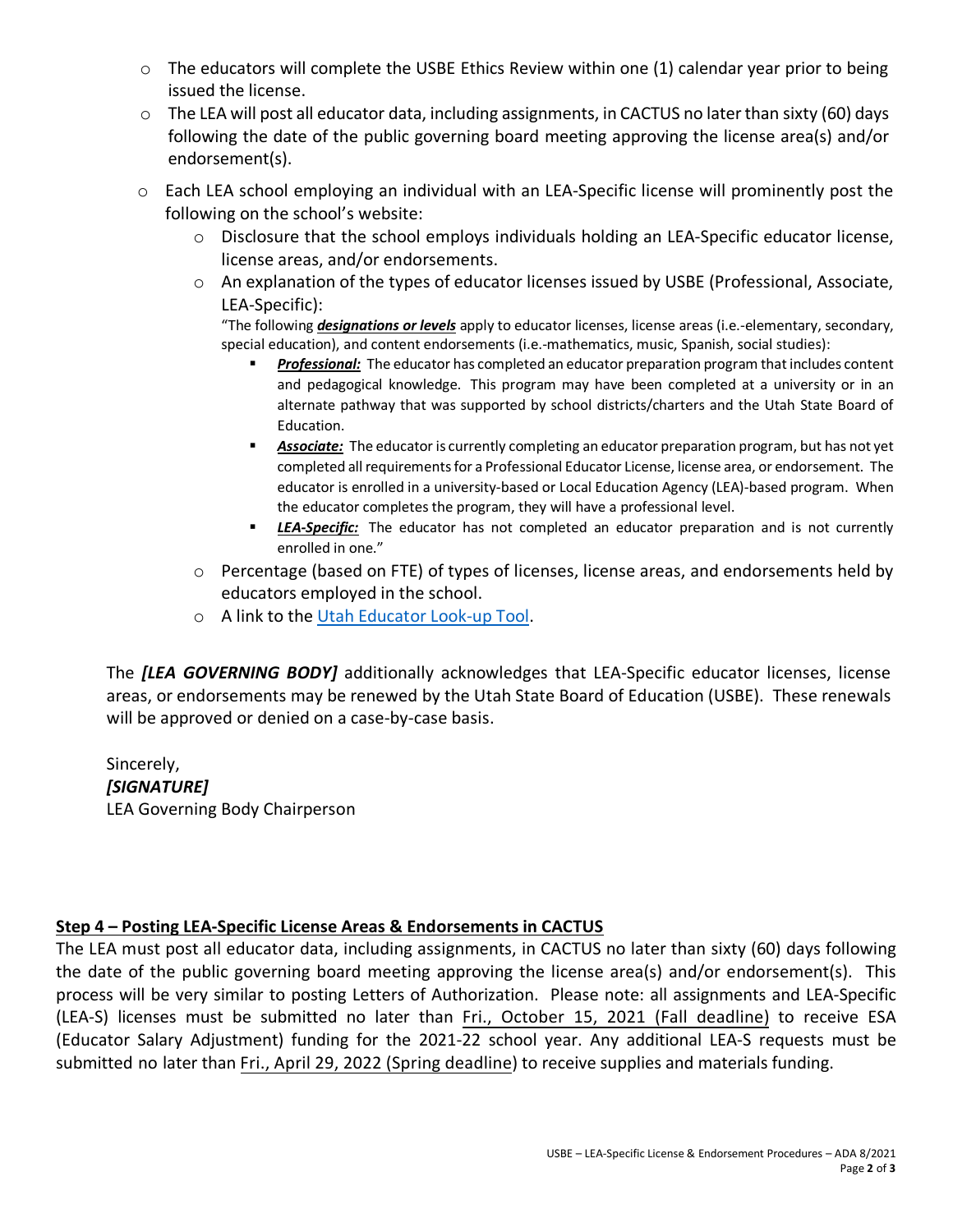- The educators will complete the USBE Ethics Review within one (1) calendar year prior to being issued the license.
- The LEA will post all educator data, including assignments, in CACTUS no later than sixty (60) days following the date of the public governing board meeting approving the license area(s) and/or endorsement(s).
- Each LEA school employing an individual with an LEA-Specific license will prominently post the following on the school's website:
  - Disclosure that the school employs individuals holding an LEA-Specific educator license, license areas, and/or endorsements.
  - An explanation of the types of educator licenses issued by USBE (Professional, Associate, LEA-Specific):

    "The following ***designations or levels*** apply to educator licenses, license areas (i.e.-elementary, secondary, special education), and content endorsements (i.e.-mathematics, music, Spanish, social studies):

    - ***Professional:*** The educator has completed an educator preparation program that includes content and pedagogical knowledge. This program may have been completed at a university or in an alternate pathway that was supported by school districts/charters and the Utah State Board of Education.
    - ***Associate:*** The educator is currently completing an educator preparation program, but has not yet completed all requirements for a Professional Educator License, license area, or endorsement. The educator is enrolled in a university-based or Local Education Agency (LEA)-based program. When the educator completes the program, they will have a professional level.
    - ***LEA-Specific:*** The educator has not completed an educator preparation and is not currently enrolled in one."
  - Percentage (based on FTE) of types of licenses, license areas, and endorsements held by educators employed in the school.
  - A link to the Utah Educator Look-up Tool.

The ***[LEA GOVERNING BODY]*** additionally acknowledges that LEA-Specific educator licenses, license areas, or endorsements may be renewed by the Utah State Board of Education (USBE). These renewals will be approved or denied on a case-by-case basis.

Sincerely,
***[SIGNATURE]***
LEA Governing Body Chairperson

**Step 4 – Posting LEA-Specific License Areas & Endorsements in CACTUS**

The LEA must post all educator data, including assignments, in CACTUS no later than sixty (60) days following the date of the public governing board meeting approving the license area(s) and/or endorsement(s). This process will be very similar to posting Letters of Authorization. Please note: all assignments and LEA-Specific (LEA-S) licenses must be submitted no later than Fri., October 15, 2021 (Fall deadline) to receive ESA (Educator Salary Adjustment) funding for the 2021-22 school year. Any additional LEA-S requests must be submitted no later than Fri., April 29, 2022 (Spring deadline) to receive supplies and materials funding.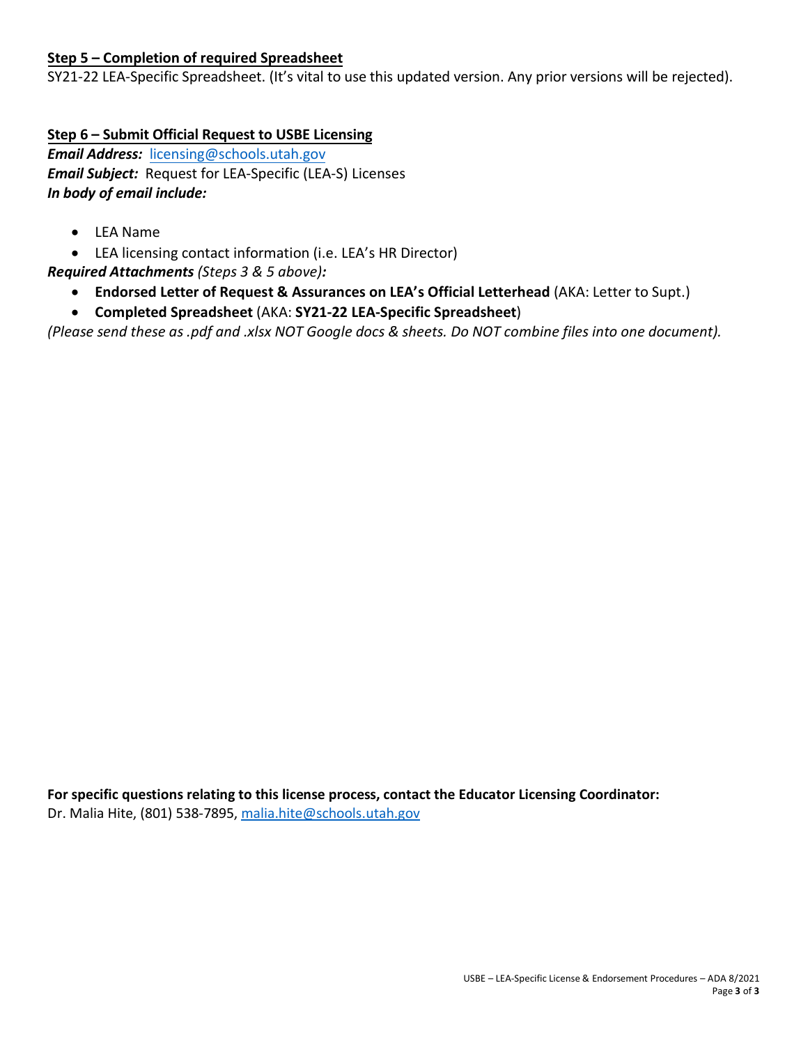## Step 5 – Completion of required Spreadsheet

SY21-22 LEA-Specific Spreadsheet. (It's vital to use this updated version. Any prior versions will be rejected).

## Step 6 – Submit Official Request to USBE Licensing

***Email Address:*** licensing@schools.utah.gov

***Email Subject:*** Request for LEA-Specific (LEA-S) Licenses

***In body of email include:***

- LEA Name
- LEA licensing contact information (i.e. LEA's HR Director)

***Required Attachments*** *(Steps 3 & 5 above)****:***

- **Endorsed Letter of Request & Assurances on LEA's Official Letterhead** (AKA: Letter to Supt.)
- **Completed Spreadsheet** (AKA: **SY21-22 LEA-Specific Spreadsheet**)

*(Please send these as .pdf and .xlsx NOT Google docs & sheets. Do NOT combine files into one document).*

**For specific questions relating to this license process, contact the Educator Licensing Coordinator:**

Dr. Malia Hite, (801) 538-7895, malia.hite@schools.utah.gov